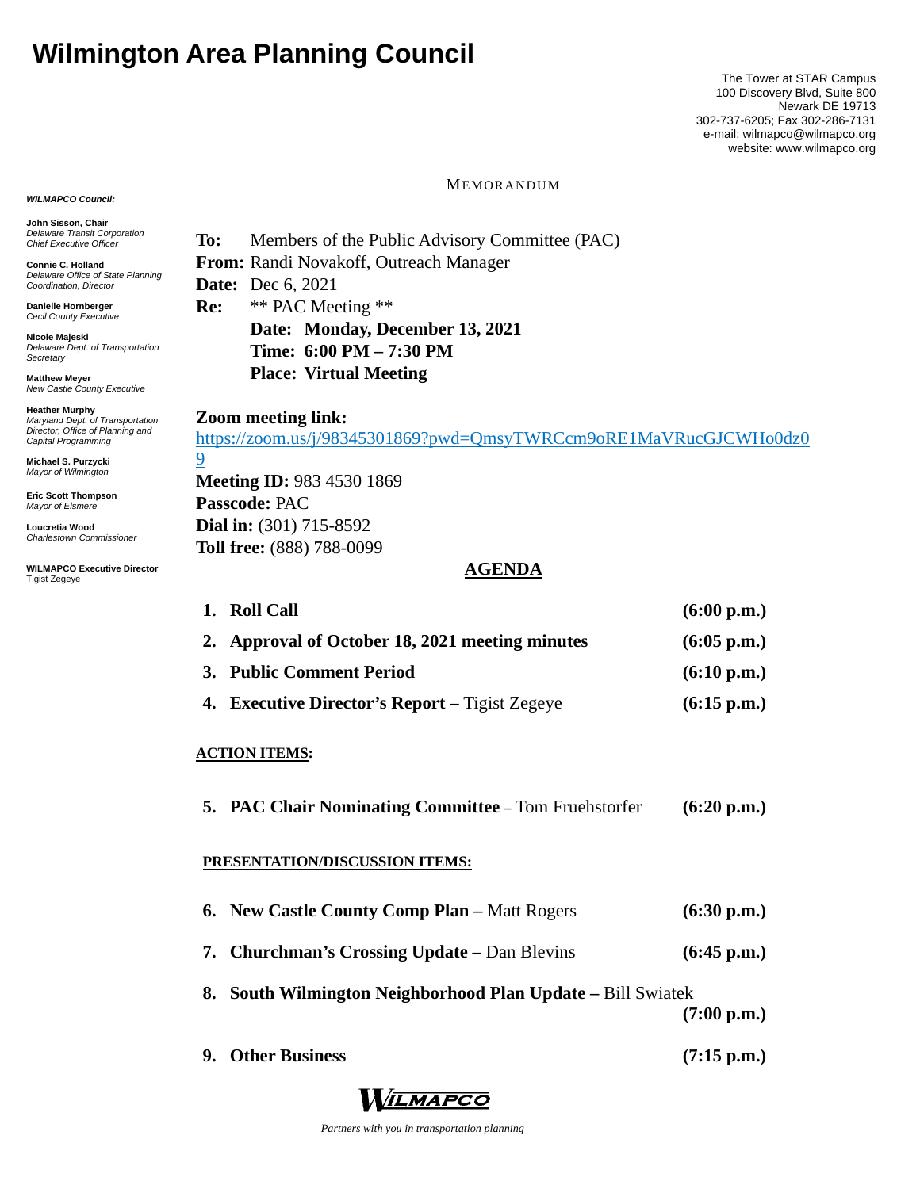# Wilmington Area Planning Council

The Tower at STAR Campus
100 Discovery Blvd, Suite 800
Newark DE 19713
302-737-6205; Fax 302-286-7131
e-mail: wilmapco@wilmapco.org
website: www.wilmapco.org

***WILMAPCO Council:***

**John Sisson, Chair**
*Delaware Transit Corporation Chief Executive Officer*

**Connie C. Holland**
*Delaware Office of State Planning Coordination, Director*

**Danielle Hornberger**
*Cecil County Executive*

**Nicole Majeski**
*Delaware Dept. of Transportation Secretary*

**Matthew Meyer**
*New Castle County Executive*

**Heather Murphy**
*Maryland Dept. of Transportation Director, Office of Planning and Capital Programming*

**Michael S. Purzycki**
*Mayor of Wilmington*

**Eric Scott Thompson**
*Mayor of Elsmere*

**Loucretia Wood**
*Charlestown Commissioner*

**WILMAPCO Executive Director**
Tigist Zegeye

MEMORANDUM

**To:** Members of the Public Advisory Committee (PAC)
**From:** Randi Novakoff, Outreach Manager
**Date:** Dec 6, 2021
**Re:** ** PAC Meeting **
**Date: Monday, December 13, 2021**
**Time: 6:00 PM – 7:30 PM**
**Place: Virtual Meeting**

**Zoom meeting link:**
https://zoom.us/j/98345301869?pwd=QmsyTWRCcm9oRE1MaVRucGJCWHo0dz09
**Meeting ID:** 983 4530 1869
**Passcode:** PAC
**Dial in:** (301) 715-8592
**Toll free:** (888) 788-0099

## AGENDA

1. **Roll Call** **(6:00 p.m.)**
2. **Approval of October 18, 2021 meeting minutes** **(6:05 p.m.)**
3. **Public Comment Period** **(6:10 p.m.)**
4. **Executive Director's Report –** Tigist Zegeye **(6:15 p.m.)**

**ACTION ITEMS:**

5. **PAC Chair Nominating Committee** – Tom Fruehstorfer **(6:20 p.m.)**

**PRESENTATION/DISCUSSION ITEMS:**

6. **New Castle County Comp Plan –** Matt Rogers **(6:30 p.m.)**
7. **Churchman's Crossing Update –** Dan Blevins **(6:45 p.m.)**
8. **South Wilmington Neighborhood Plan Update –** Bill Swiatek **(7:00 p.m.)**
9. **Other Business** **(7:15 p.m.)**

WILMAPCO

*Partners with you in transportation planning*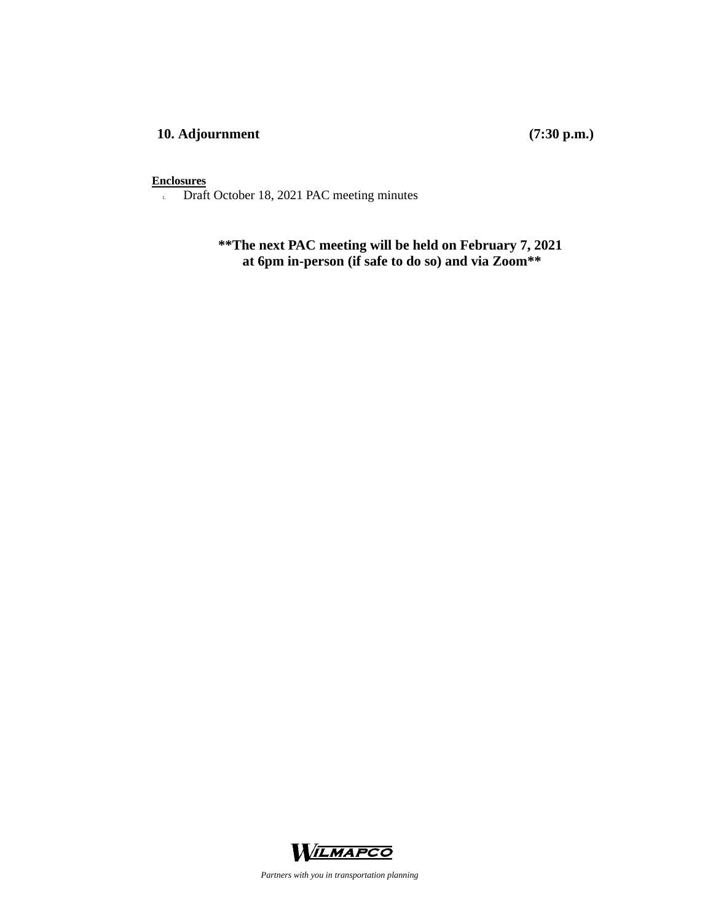**10. Adjournment (7:30 p.m.)**

**Enclosures**

1. Draft October 18, 2021 PAC meeting minutes

**\*\*The next PAC meeting will be held on February 7, 2021 at 6pm in-person (if safe to do so) and via Zoom\*\***

WILMAPCO

*Partners with you in transportation planning*